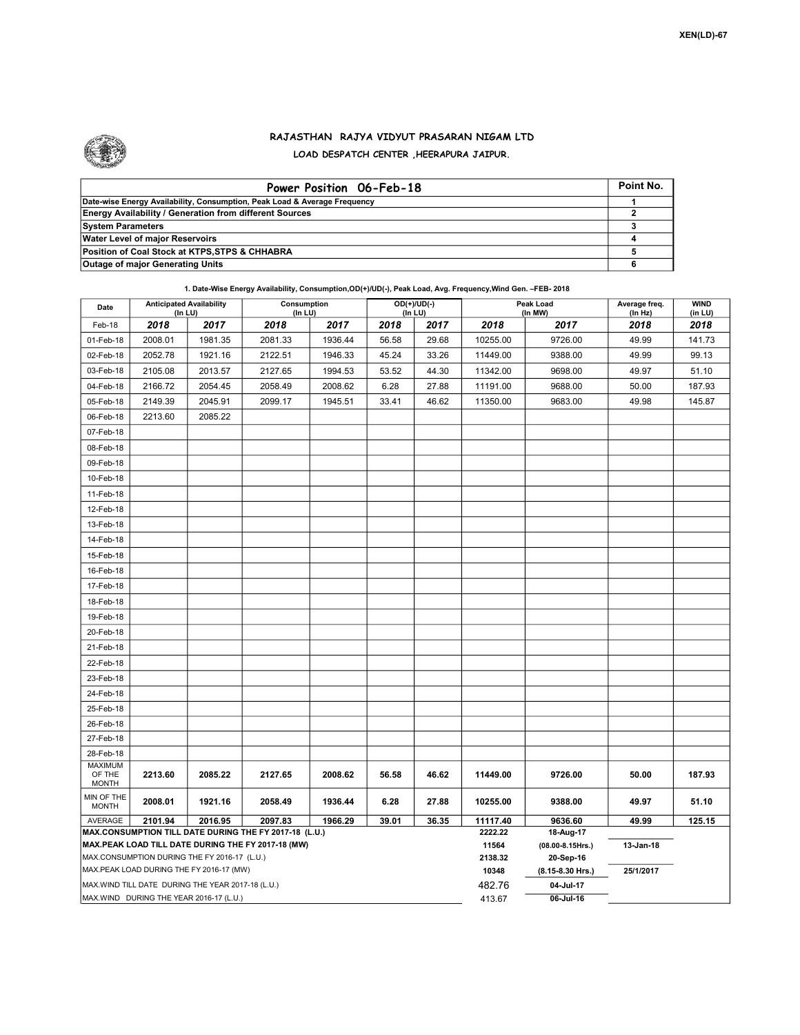XEN(LD)-67

### RAJASTHAN RAJYA VIDYUT PRASARAN NIGAM LTD

LOAD DESPATCH CENTER ,HEERAPURA JAIPUR.

| Power Position 06-Feb-18 | Point No. |
|---|---|
| Date-wise Energy Availability, Consumption, Peak Load & Average Frequency | 1 |
| Energy Availability / Generation from different Sources | 2 |
| System Parameters | 3 |
| Water Level of major Reservoirs | 4 |
| Position of Coal Stock at KTPS,STPS & CHHABRA | 5 |
| Outage of major Generating Units | 6 |

1. Date-Wise Energy Availability, Consumption,OD(+)/UD(-), Peak Load, Avg. Frequency,Wind Gen. –FEB- 2018

| Date | Anticipated Availability (In LU) | | Consumption (In LU) | | OD(+)/UD(-) (In LU) | | Peak Load (In MW) | | Average freq. (In Hz) | WIND (in LU) |
|---|---|---|---|---|---|---|---|---|---|---|
| Feb-18 | 2018 | 2017 | 2018 | 2017 | 2018 | 2017 | 2018 | 2017 | 2018 | 2018 |
| 01-Feb-18 | 2008.01 | 1981.35 | 2081.33 | 1936.44 | 56.58 | 29.68 | 10255.00 | 9726.00 | 49.99 | 141.73 |
| 02-Feb-18 | 2052.78 | 1921.16 | 2122.51 | 1946.33 | 45.24 | 33.26 | 11449.00 | 9388.00 | 49.99 | 99.13 |
| 03-Feb-18 | 2105.08 | 2013.57 | 2127.65 | 1994.53 | 53.52 | 44.30 | 11342.00 | 9698.00 | 49.97 | 51.10 |
| 04-Feb-18 | 2166.72 | 2054.45 | 2058.49 | 2008.62 | 6.28 | 27.88 | 11191.00 | 9688.00 | 50.00 | 187.93 |
| 05-Feb-18 | 2149.39 | 2045.91 | 2099.17 | 1945.51 | 33.41 | 46.62 | 11350.00 | 9683.00 | 49.98 | 145.87 |
| 06-Feb-18 | 2213.60 | 2085.22 | | | | | | | | |
| 07-Feb-18 | | | | | | | | | | |
| 08-Feb-18 | | | | | | | | | | |
| 09-Feb-18 | | | | | | | | | | |
| 10-Feb-18 | | | | | | | | | | |
| 11-Feb-18 | | | | | | | | | | |
| 12-Feb-18 | | | | | | | | | | |
| 13-Feb-18 | | | | | | | | | | |
| 14-Feb-18 | | | | | | | | | | |
| 15-Feb-18 | | | | | | | | | | |
| 16-Feb-18 | | | | | | | | | | |
| 17-Feb-18 | | | | | | | | | | |
| 18-Feb-18 | | | | | | | | | | |
| 19-Feb-18 | | | | | | | | | | |
| 20-Feb-18 | | | | | | | | | | |
| 21-Feb-18 | | | | | | | | | | |
| 22-Feb-18 | | | | | | | | | | |
| 23-Feb-18 | | | | | | | | | | |
| 24-Feb-18 | | | | | | | | | | |
| 25-Feb-18 | | | | | | | | | | |
| 26-Feb-18 | | | | | | | | | | |
| 27-Feb-18 | | | | | | | | | | |
| 28-Feb-18 | | | | | | | | | | |
| MAXIMUM OF THE MONTH | 2213.60 | 2085.22 | 2127.65 | 2008.62 | 56.58 | 46.62 | 11449.00 | 9726.00 | 50.00 | 187.93 |
| MIN OF THE MONTH | 2008.01 | 1921.16 | 2058.49 | 1936.44 | 6.28 | 27.88 | 10255.00 | 9388.00 | 49.97 | 51.10 |
| AVERAGE | 2101.94 | 2016.95 | 2097.83 | 1966.29 | 39.01 | 36.35 | 11117.40 | 9636.60 | 49.99 | 125.15 |

| | | | |
|---|---|---|---|
| MAX.CONSUMPTION TILL DATE DURING THE FY 2017-18 (L.U.) | 2222.22 | 18-Aug-17 | |
| MAX.PEAK LOAD TILL DATE DURING THE FY 2017-18 (MW) | 11564 | (08.00-8.15Hrs.) | 13-Jan-18 |
| MAX.CONSUMPTION DURING THE FY 2016-17 (L.U.) | 2138.32 | 20-Sep-16 | |
| MAX.PEAK LOAD DURING THE FY 2016-17 (MW) | 10348 | (8.15-8.30 Hrs.) | 25/1/2017 |
| MAX.WIND TILL DATE DURING THE YEAR 2017-18 (L.U.) | 482.76 | 04-Jul-17 | |
| MAX.WIND DURING THE YEAR 2016-17 (L.U.) | 413.67 | 06-Jul-16 | |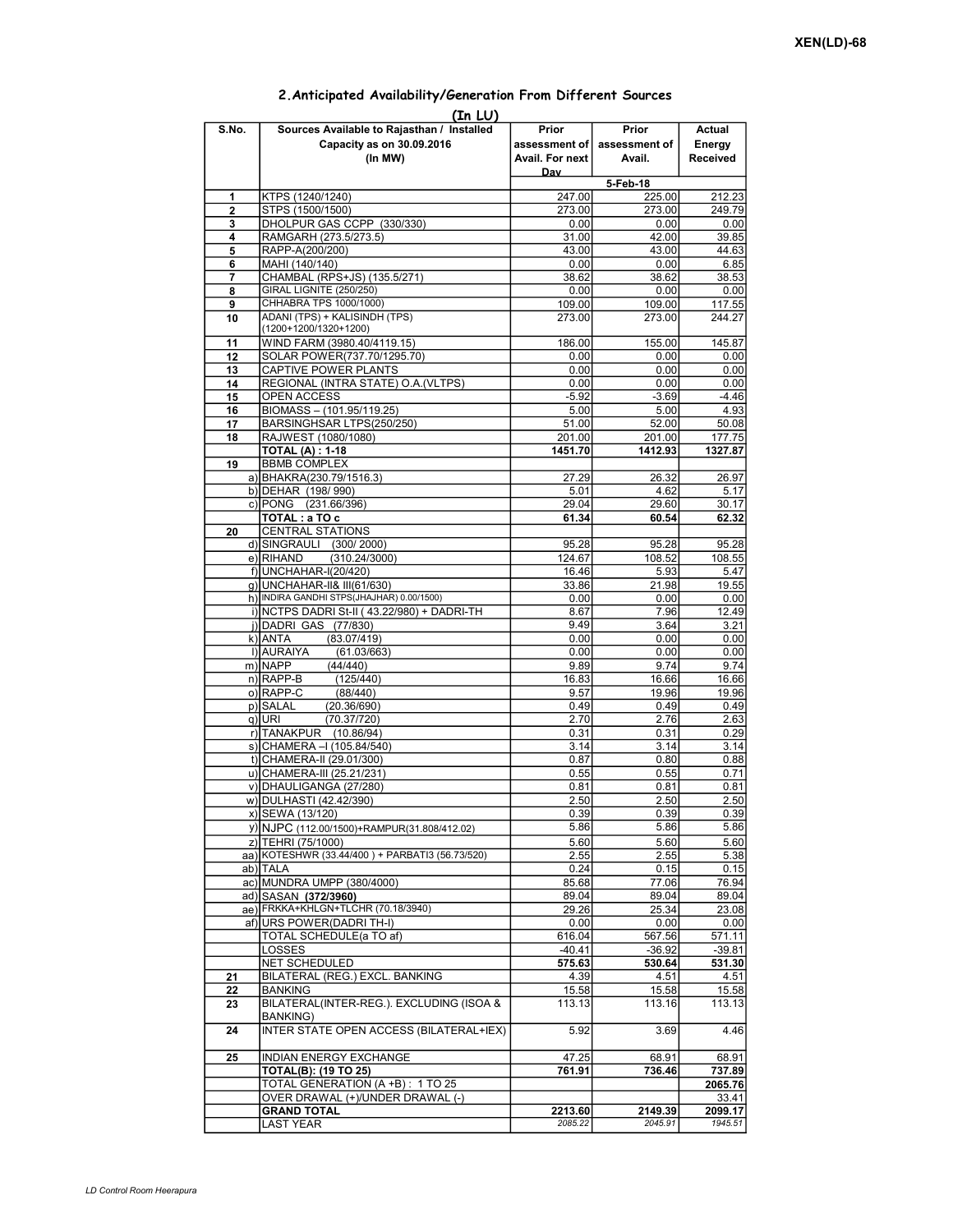XEN(LD)-68

## 2.Anticipated Availability/Generation From Different Sources

(In LU)

| S.No. | Sources Available to Rajasthan / Installed Capacity as on 30.09.2016 (In MW) | Prior assessment of Avail. For next Day | Prior assessment of Avail. | Actual Energy Received |
|---|---|---|---|---|
| | | 5-Feb-18 | | |
| 1 | KTPS (1240/1240) | 247.00 | 225.00 | 212.23 |
| 2 | STPS (1500/1500) | 273.00 | 273.00 | 249.79 |
| 3 | DHOLPUR GAS CCPP (330/330) | 0.00 | 0.00 | 0.00 |
| 4 | RAMGARH (273.5/273.5) | 31.00 | 42.00 | 39.85 |
| 5 | RAPP-A(200/200) | 43.00 | 43.00 | 44.63 |
| 6 | MAHI (140/140) | 0.00 | 0.00 | 6.85 |
| 7 | CHAMBAL (RPS+JS) (135.5/271) | 38.62 | 38.62 | 38.53 |
| 8 | GIRAL LIGNITE (250/250) | 0.00 | 0.00 | 0.00 |
| 9 | CHHABRA TPS 1000/1000) | 109.00 | 109.00 | 117.55 |
| 10 | ADANI (TPS) + KALISINDH (TPS) (1200+1200/1320+1200) | 273.00 | 273.00 | 244.27 |
| 11 | WIND FARM (3980.40/4119.15) | 186.00 | 155.00 | 145.87 |
| 12 | SOLAR POWER(737.70/1295.70) | 0.00 | 0.00 | 0.00 |
| 13 | CAPTIVE POWER PLANTS | 0.00 | 0.00 | 0.00 |
| 14 | REGIONAL (INTRA STATE) O.A.(VLTPS) | 0.00 | 0.00 | 0.00 |
| 15 | OPEN ACCESS | -5.92 | -3.69 | -4.46 |
| 16 | BIOMASS – (101.95/119.25) | 5.00 | 5.00 | 4.93 |
| 17 | BARSINGHSAR LTPS(250/250) | 51.00 | 52.00 | 50.08 |
| 18 | RAJWEST (1080/1080) | 201.00 | 201.00 | 177.75 |
| | **TOTAL (A) : 1-18** | **1451.70** | **1412.93** | **1327.87** |
| 19 | BBMB COMPLEX | | | |
| | a) BHAKRA(230.79/1516.3) | 27.29 | 26.32 | 26.97 |
| | b) DEHAR (198/ 990) | 5.01 | 4.62 | 5.17 |
| | c) PONG (231.66/396) | 29.04 | 29.60 | 30.17 |
| | **TOTAL : a TO c** | **61.34** | **60.54** | **62.32** |
| 20 | CENTRAL STATIONS | | | |
| | d) SINGRAULI (300/ 2000) | 95.28 | 95.28 | 95.28 |
| | e) RIHAND (310.24/3000) | 124.67 | 108.52 | 108.55 |
| | f) UNCHAHAR-I(20/420) | 16.46 | 5.93 | 5.47 |
| | g) UNCHAHAR-II& III(61/630) | 33.86 | 21.98 | 19.55 |
| | h) INDIRA GANDHI STPS(JHAJHAR) 0.00/1500) | 0.00 | 0.00 | 0.00 |
| | i) NCTPS DADRI St-II ( 43.22/980) + DADRI-TH | 8.67 | 7.96 | 12.49 |
| | j) DADRI GAS (77/830) | 9.49 | 3.64 | 3.21 |
| | k) ANTA (83.07/419) | 0.00 | 0.00 | 0.00 |
| | l) AURAIYA (61.03/663) | 0.00 | 0.00 | 0.00 |
| | m) NAPP (44/440) | 9.89 | 9.74 | 9.74 |
| | n) RAPP-B (125/440) | 16.83 | 16.66 | 16.66 |
| | o) RAPP-C (88/440) | 9.57 | 19.96 | 19.96 |
| | p) SALAL (20.36/690) | 0.49 | 0.49 | 0.49 |
| | q) URI (70.37/720) | 2.70 | 2.76 | 2.63 |
| | r) TANAKPUR (10.86/94) | 0.31 | 0.31 | 0.29 |
| | s) CHAMERA –I (105.84/540) | 3.14 | 3.14 | 3.14 |
| | t) CHAMERA-II (29.01/300) | 0.87 | 0.80 | 0.88 |
| | u) CHAMERA-III (25.21/231) | 0.55 | 0.55 | 0.71 |
| | v) DHAULIGANGA (27/280) | 0.81 | 0.81 | 0.81 |
| | w) DULHASTI (42.42/390) | 2.50 | 2.50 | 2.50 |
| | x) SEWA (13/120) | 0.39 | 0.39 | 0.39 |
| | y) NJPC (112.00/1500)+RAMPUR(31.808/412.02) | 5.86 | 5.86 | 5.86 |
| | z) TEHRI (75/1000) | 5.60 | 5.60 | 5.60 |
| | aa) KOTESHWR (33.44/400 ) + PARBATI3 (56.73/520) | 2.55 | 2.55 | 5.38 |
| | ab) TALA | 0.24 | 0.15 | 0.15 |
| | ac) MUNDRA UMPP (380/4000) | 85.68 | 77.06 | 76.94 |
| | ad) SASAN **(372/3960)** | 89.04 | 89.04 | 89.04 |
| | ae) FRKKA+KHLGN+TLCHR (70.18/3940) | 29.26 | 25.34 | 23.08 |
| | af) URS POWER(DADRI TH-I) | 0.00 | 0.00 | 0.00 |
| | TOTAL SCHEDULE(a TO af) | 616.04 | 567.56 | 571.11 |
| | LOSSES | -40.41 | -36.92 | -39.81 |
| | NET SCHEDULED | **575.63** | **530.64** | **531.30** |
| 21 | BILATERAL (REG.) EXCL. BANKING | 4.39 | 4.51 | 4.51 |
| 22 | BANKING | 15.58 | 15.58 | 15.58 |
| 23 | BILATERAL(INTER-REG.). EXCLUDING (ISOA & BANKING) | 113.13 | 113.16 | 113.13 |
| 24 | INTER STATE OPEN ACCESS (BILATERAL+IEX) | 5.92 | 3.69 | 4.46 |
| 25 | INDIAN ENERGY EXCHANGE | 47.25 | 68.91 | 68.91 |
| | **TOTAL(B): (19 TO 25)** | **761.91** | **736.46** | **737.89** |
| | TOTAL GENERATION (A +B) : 1 TO 25 | | | **2065.76** |
| | OVER DRAWAL (+)/UNDER DRAWAL (-) | | | 33.41 |
| | **GRAND TOTAL** | **2213.60** | **2149.39** | **2099.17** |
| | LAST YEAR | *2085.22* | *2045.91* | *1945.51* |

*LD Control Room Heerapura*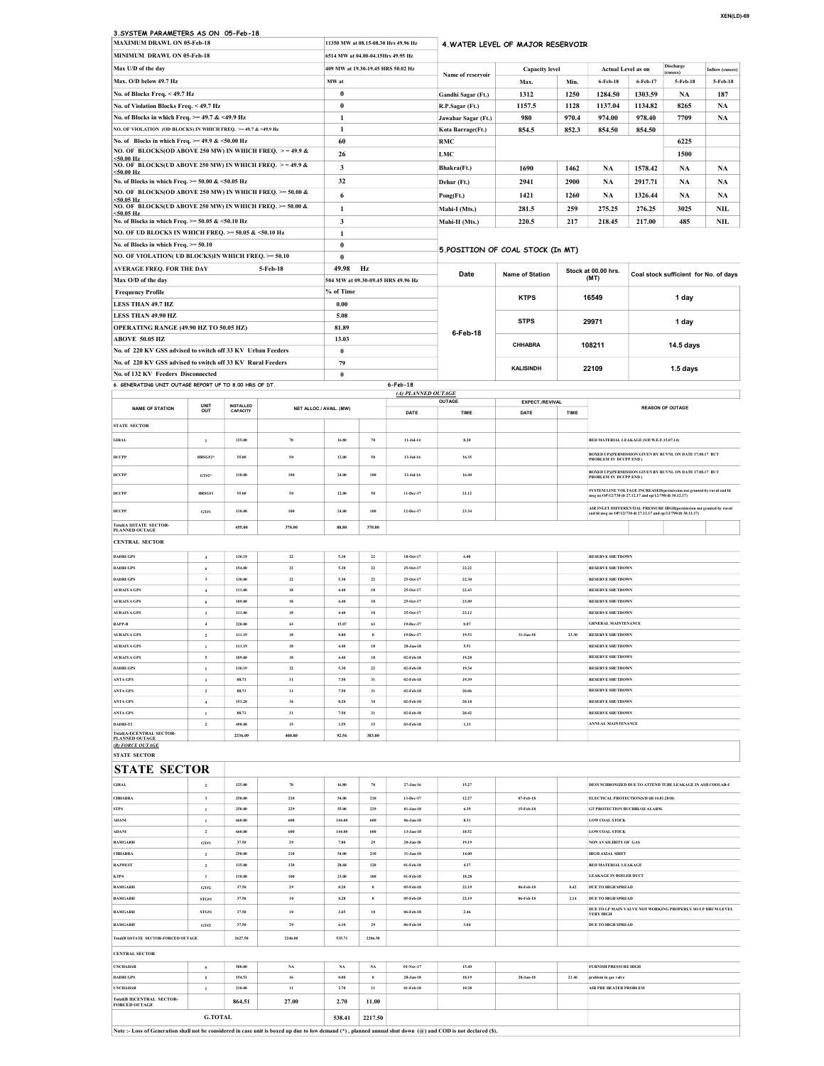## 3.SYSTEM PARAMETERS AS ON 05-Feb-18

| | |
|---|---|
| MAXIMUM DRAWL ON 05-Feb-18 | 11350 MW at 08.15-08.30 Hrs 49.96 Hz |
| MINIMUM DRAWL ON 05-Feb-18 | 6514 MW at 04.00-04.15Hrs 49.95 Hz |
| Max U/D of the day | 409 MW at 19.30-19.45 HRS 50.02 Hz |
| Max. O/D below 49.7 Hz | MW at |
| No. of Blocks Freq. < 49.7 Hz | 0 |
| No. of Violation Blocks Freq. < 49.7 Hz | 0 |
| No. of Blocks in which Freq. >= 49.7 & <49.9 Hz | 1 |
| NO. OF VIOLATION (OD BLOCKS) IN WHICH FREQ. >= 49.7 & <49.9 Hz | 1 |
| No. of Blocks in which Freq. >= 49.9 & <50.00 Hz | 60 |
| NO. OF BLOCKS(OD ABOVE 250 MW) IN WHICH FREQ. > = 49.9 & <50.00 Hz | 26 |
| NO. OF BLOCKS(UD ABOVE 250 MW) IN WHICH FREQ. > = 49.9 & <50.00 Hz | 3 |
| No. of Blocks in which Freq. >= 50.00 & <50.05 Hz | 32 |
| NO. OF BLOCKS(OD ABOVE 250 MW) IN WHICH FREQ. >= 50.00 & <50.05 Hz | 6 |
| NO. OF BLOCKS(UD ABOVE 250 MW) IN WHICH FREQ. >= 50.00 & <50.05 Hz | 1 |
| No. of Blocks in which Freq. >= 50.05 & <50.10 Hz | 3 |
| NO. OF UD BLOCKS IN WHICH FREQ. >= 50.05 & <50.10 Hz | 1 |
| No. of Blocks in which Freq. >= 50.10 | 0 |
| NO. OF VIOLATION( UD BLOCKS)IN WHICH FREQ. >= 50.10 | 0 |
| AVERAGE FREQ. FOR THE DAY 5-Feb-18 | 49.98 Hz |
| Max O/D of the day | 504 MW at 09.30-09.45 HRS 49.96 Hz |
| Frequency Profile | % of Time |
| LESS THAN 49.7 HZ | 0.00 |
| LESS THAN 49.90 HZ | 5.08 |
| OPERATING RANGE (49.90 HZ TO 50.05 HZ) | 81.89 |
| ABOVE 50.05 HZ | 13.03 |
| No. of 220 KV GSS advised to switch off 33 KV Urban Feeders | 0 |
| No. of 220 KV GSS advised to switch off 33 KV Rural Feeders | 79 |
| No. of 132 KV Feeders Disconnected | 0 |

## 4.WATER LEVEL OF MAJOR RESERVOIR

| Name of reservoir | Capacity level | | Actual Level as on | | Discharge (cusecs) | Inflow (cusecs) |
|---|---|---|---|---|---|---|
| | Max. | Min. | 6-Feb-18 | 6-Feb-17 | 5-Feb-18 | 5-Feb-18 |
| Gandhi Sagar (Ft.) | 1312 | 1250 | 1284.50 | 1303.59 | NA | 187 |
| R.P.Sagar (Ft.) | 1157.5 | 1128 | 1137.04 | 1134.82 | 8265 | NA |
| Jawahar Sagar (Ft.) | 980 | 970.4 | 974.00 | 978.40 | 7709 | NA |
| Kota Barrage(Ft.) | 854.5 | 852.3 | 854.50 | 854.50 | | |
| RMC | | | | | 6225 | |
| LMC | | | | | 1500 | |
| Bhakra(Ft.) | 1690 | 1462 | NA | 1578.42 | NA | NA |
| Dehar (Ft.) | 2941 | 2900 | NA | 2917.71 | NA | NA |
| Pong(Ft.) | 1421 | 1260 | NA | 1326.44 | NA | NA |
| Mahi-I (Mts.) | 281.5 | 259 | 275.25 | 276.25 | 3025 | NIL |
| Mahi-II (Mts.) | 220.5 | 217 | 218.45 | 217.00 | 485 | NIL |

## 5.POSITION OF COAL STOCK (In MT)

| Date | Name of Station | Stock at 00.00 hrs. (MT) | Coal stock sufficient for No. of days |
|---|---|---|---|
| 6-Feb-18 | KTPS | 16549 | 1 day |
| | STPS | 29971 | 1 day |
| | CHHABRA | 108211 | 14.5 days |
| | KALISINDH | 22109 | 1.5 days |

## 6. GENERATING UNIT OUTAGE REPORT UP TO 8.00 HRS OF DT. 6-Feb-18

*(A) PLANNED OUTAGE*

| NAME OF STATION | UNIT OUT | INSTALLED CAPACITY | NET ALLOC./ AVAIL. (MW) | | | OUTAGE DATE | OUTAGE TIME | EXPECT./REVIVAL DATE | EXPECT./REVIVAL TIME | REASON OF OUTAGE |
|---|---|---|---|---|---|---|---|---|---|---|
| **STATE SECTOR** | | | | | | | | | | |
| GIRAL | 1 | 125.00 | 70 | 16.80 | 70 | 11-Jul-14 | 8.20 | | | BED MATERIAL LEAKAGE (S/D W.E.F.15.07.14) |
| DCCPP | HRSG#2* | 55.00 | 50 | 12.00 | 50 | 13-Jul-16 | 16.35 | | | BOXED UP(PERMISSION GIVEN BY RUVNL ON DATE 17.08.17 BUT PROBLEM IN DCCPP END ) |
| DCCPP | GT#2* | 110.00 | 100 | 24.00 | 100 | 13-Jul-16 | 16.40 | | | BOXED UP(PERMISSION GIVEN BY RUVNL ON DATE 17.08.17 BUT PROBLEM IN DCCPP END ) |
| DCCPP | HRSG#1 | 55.00 | 50 | 12.00 | 50 | 11-Dec-17 | 21.12 | | | SYSTEM LINE VOLTAGE INCREASED(permission not granted by ruvnl emd ld msg no OP/12/730 dt 27.12.17 and op/12/790/dt 30.12.17) |
| DCCPP | GT#1 | 110.00 | 100 | 24.00 | 100 | 12-Dec-17 | 23.34 | | | AIR INLET DIFFERENTIAL PRESSURE HIGH(permission not granted by ruvnl emd ld msg no OP/12/730 dt 27.12.17 and op/12/790/dt 30.12.17) |
| Total(A I)STATE SECTOR-PLANNED OUTAGE | | 455.00 | 370.00 | 88.80 | 370.00 | | | | | |
| **CENTRAL SECTOR** | | | | | | | | | | |
| DADRI GPS | 4 | 130.19 | 22 | 5.30 | 22 | 18-Oct-17 | 6.00 | | | RESERVE SHUTDOWN |
| DADRI GPS | 6 | 154.00 | 22 | 5.30 | 22 | 25-Oct-17 | 22.22 | | | RESERVE SHUTDOWN |
| DADRI GPS | 3 | 130.00 | 22 | 5.30 | 22 | 25-Oct-17 | 22.30 | | | RESERVE SHUTDOWN |
| AURAIYA GPS | 4 | 111.00 | 18 | 4.40 | 18 | 25-Oct-17 | 22.43 | | | RESERVE SHUTDOWN |
| AURAIYA GPS | 6 | 109.00 | 18 | 4.40 | 18 | 25-Oct-17 | 23.09 | | | RESERVE SHUTDOWN |
| AURAIYA GPS | 3 | 111.00 | 18 | 4.40 | 18 | 25-Oct-17 | 23.12 | | | RESERVE SHUTDOWN |
| RAPP-B | 4 | 220.00 | 63 | 15.07 | 63 | 19-Dec-17 | 0.07 | | | GRNERAL MAINTENANCE |
| AURAIYA GPS | 2 | 111.19 | 18 | 0.00 | 0 | 19-Dec-17 | 19.53 | 31-Jan-18 | 23.30 | RESERVE SHUTDOWN |
| AURAIYA GPS | 1 | 111.19 | 18 | 4.40 | 18 | 28-Jan-18 | 5.51 | | | RESERVE SHUTDOWN |
| AURAIYA GPS | 5 | 109.00 | 18 | 4.40 | 18 | 02-Feb-18 | 19.28 | | | RESERVE SHUTDOWN |
| DADRI GPS | 1 | 130.19 | 22 | 5.30 | 22 | 02-Feb-18 | 19.34 | | | RESERVE SHUTDOWN |
| ANTA GPS | 3 | 88.71 | 31 | 7.50 | 31 | 02-Feb-18 | 19.39 | | | RESERVE SHUTDOWN |
| ANTA GPS | 2 | 88.71 | 31 | 7.50 | 31 | 02-Feb-18 | 20.06 | | | RESERVE SHUTDOWN |
| ANTA GPS | 4 | 153.20 | 34 | 8.20 | 34 | 02-Feb-18 | 20.18 | | | RESERVE SHUTDOWN |
| ANTA GPS | 1 | 88.71 | 31 | 7.50 | 31 | 02-Feb-18 | 20.42 | | | RESERVE SHUTDOWN |
| DADRI-T2 | 2 | 490.00 | 15 | 3.59 | 15 | 03-Feb-18 | 1.33 | | | ANNUAL MAINTENANCE |
| Total(A-I)CENTRAL SECTOR-PLANNED OUTAGE | | 2336.09 | 400.80 | 92.56 | 383.00 | | | | | |

*(B) FORCE OUTAGE*

| NAME OF STATION | UNIT OUT | INSTALLED CAPACITY | NET ALLOC./ AVAIL. (MW) | | | OUTAGE DATE | OUTAGE TIME | EXPECT./REVIVAL DATE | EXPECT./REVIVAL TIME | REASON OF OUTAGE |
|---|---|---|---|---|---|---|---|---|---|---|
| **STATE SECTOR** | | | | | | | | | | |
| GIRAL | 2 | 125.00 | 70 | 16.80 | 70 | 27-Jan-16 | 15.27 | | | DESYNCHRONIZED DUE TO ATTEND TUBE LEAKAGE IN ASH COOLAR-I |
| CHHABRA | 3 | 250.00 | 210 | 54.00 | 210 | 13-Dec-17 | 12.27 | 07-Feb-18 | | ELECTICAL PROTECTION(S/D till 10.01.2018) |
| STPS | 1 | 250.00 | 229 | 55.00 | 229 | 01-Jan-18 | 6.39 | 15-Feb-18 | | GT PROTECTION BUCHHLOZ ALARM. |
| ADANI | 1 | 660.00 | 600 | 144.00 | 600 | 06-Jan-18 | 8.31 | | | LOW COAL STOCK |
| ADANI | 2 | 660.00 | 600 | 144.00 | 600 | 13-Jan-18 | 18.52 | | | LOW COAL STOCK |
| RAMGARH | GT#1 | 37.50 | 29 | 7.00 | 29 | 20-Jan-18 | 19.19 | | | NON AVAILIBITY OF GAS |
| CHHABRA | 2 | 250.00 | 210 | 54.00 | 210 | 31-Jan-18 | 14.00 | | | HIGH AXIAL SHIFT |
| RAJWEST | 2 | 135.00 | 120 | 28.68 | 120 | 01-Feb-18 | 4.37 | | | BED MATERIAL LEAKAGE |
| KTPS | 1 | 110.00 | 100 | 23.00 | 100 | 01-Feb-18 | 18.28 | | | LEAKAGE IN BOILER DUCT |
| RAMGARH | GT#2 | 37.50 | 29 | 0.20 | 0 | 05-Feb-18 | 22.19 | 06-Feb-18 | 0.42 | DUE TO HIGH SPREAD |
| RAMGARH | STG#1 | 37.50 | 10 | 0.28 | 0 | 05-Feb-18 | 22.19 | 06-Feb-18 | 2.14 | DUE TO HIGH SPREAD |
| RAMGARH | STG#1 | 37.50 | 10 | 2.65 | 10 | 06-Feb-18 | 2.46 | | | DUE TO LP MAIN VALVE NOT WORKING PROPERLY SO LP DRUM LEVEL VERY HIGH |
| RAMGARH | GT#2 | 37.50 | 29 | 6.10 | 29 | 06-Feb-18 | 3.04 | | | DUE TO HIGH SPREAD |
| Total(B I)STATE SECTOR-FORCED OUTAGE | | 2627.50 | 2246.00 | 535.71 | 2206.50 | | | | | |
| **CENTRAL SECTOR** | | | | | | | | | | |
| UNCHAHAR | 6 | 500.00 | NA | NA | NA | 01-Nov-17 | 15.40 | | | FURNISH PRESSURE HIGH |
| DADRI GPS | 5 | 154.51 | 16 | 0.00 | 0 | 28-Jan-18 | 18.19 | 28-Jan-18 | 21.46 | problem in gas valve |
| UNCHAHAR | 1 | 210.00 | 11 | 2.70 | 11 | 01-Feb-18 | 10.38 | | | AIR PRE HEATER PROBLEM |
| Total(B II)CENTRAL SECTOR-FORCED OUTAGE | | 864.51 | 27.00 | 2.70 | 11.00 | | | | | |
| G.TOTAL | | | | 538.41 | 2217.50 | | | | | |

Note :- Loss of Generation shall not be considered in case unit is boxed up due to low demand (*) , planned annual shut down (@) and COD is not declared ($).